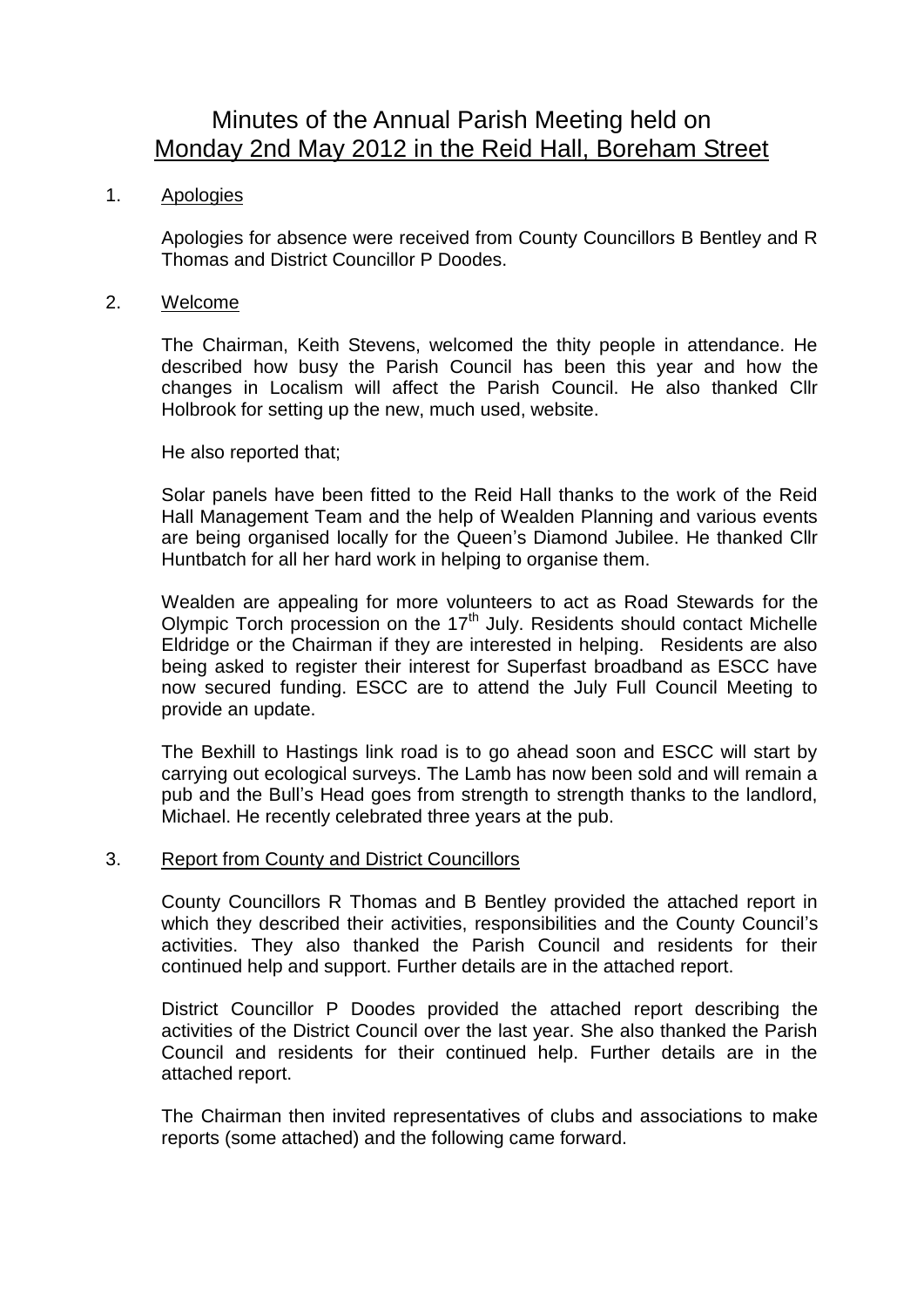# Minutes of the Annual Parish Meeting held on Monday 2nd May 2012 in the Reid Hall, Boreham Street

1. Apologies

   Apologies for absence were received from County Councillors B Bentley and R Thomas and District Councillor P Doodes.

2. Welcome

   The Chairman, Keith Stevens, welcomed the thity people in attendance. He described how busy the Parish Council has been this year and how the changes in Localism will affect the Parish Council. He also thanked Cllr Holbrook for setting up the new, much used, website.

   He also reported that;

   Solar panels have been fitted to the Reid Hall thanks to the work of the Reid Hall Management Team and the help of Wealden Planning and various events are being organised locally for the Queen's Diamond Jubilee. He thanked Cllr Huntbatch for all her hard work in helping to organise them.

   Wealden are appealing for more volunteers to act as Road Stewards for the Olympic Torch procession on the 17th July. Residents should contact Michelle Eldridge or the Chairman if they are interested in helping. Residents are also being asked to register their interest for Superfast broadband as ESCC have now secured funding. ESCC are to attend the July Full Council Meeting to provide an update.

   The Bexhill to Hastings link road is to go ahead soon and ESCC will start by carrying out ecological surveys. The Lamb has now been sold and will remain a pub and the Bull's Head goes from strength to strength thanks to the landlord, Michael. He recently celebrated three years at the pub.

3. Report from County and District Councillors

   County Councillors R Thomas and B Bentley provided the attached report in which they described their activities, responsibilities and the County Council's activities. They also thanked the Parish Council and residents for their continued help and support. Further details are in the attached report.

   District Councillor P Doodes provided the attached report describing the activities of the District Council over the last year. She also thanked the Parish Council and residents for their continued help. Further details are in the attached report.

   The Chairman then invited representatives of clubs and associations to make reports (some attached) and the following came forward.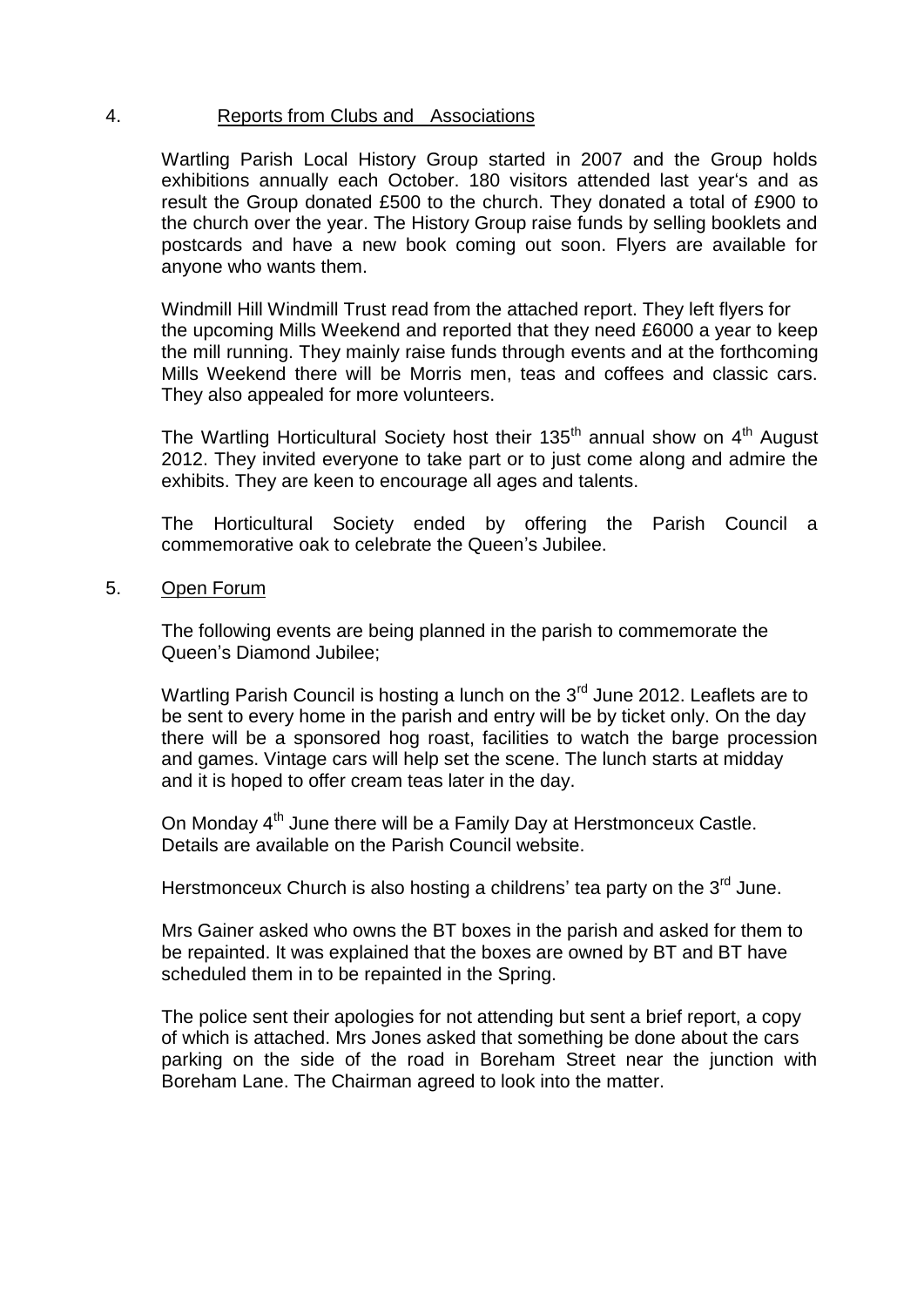4. <u>Reports from Clubs and Associations</u>

Wartling Parish Local History Group started in 2007 and the Group holds exhibitions annually each October. 180 visitors attended last year's and as result the Group donated £500 to the church. They donated a total of £900 to the church over the year. The History Group raise funds by selling booklets and postcards and have a new book coming out soon. Flyers are available for anyone who wants them.

Windmill Hill Windmill Trust read from the attached report. They left flyers for the upcoming Mills Weekend and reported that they need £6000 a year to keep the mill running. They mainly raise funds through events and at the forthcoming Mills Weekend there will be Morris men, teas and coffees and classic cars. They also appealed for more volunteers.

The Wartling Horticultural Society host their 135th annual show on 4th August 2012. They invited everyone to take part or to just come along and admire the exhibits. They are keen to encourage all ages and talents.

The Horticultural Society ended by offering the Parish Council a commemorative oak to celebrate the Queen's Jubilee.

5. <u>Open Forum</u>

The following events are being planned in the parish to commemorate the Queen's Diamond Jubilee;

Wartling Parish Council is hosting a lunch on the 3rd June 2012. Leaflets are to be sent to every home in the parish and entry will be by ticket only. On the day there will be a sponsored hog roast, facilities to watch the barge procession and games. Vintage cars will help set the scene. The lunch starts at midday and it is hoped to offer cream teas later in the day.

On Monday 4th June there will be a Family Day at Herstmonceux Castle. Details are available on the Parish Council website.

Herstmonceux Church is also hosting a childrens' tea party on the 3rd June.

Mrs Gainer asked who owns the BT boxes in the parish and asked for them to be repainted. It was explained that the boxes are owned by BT and BT have scheduled them in to be repainted in the Spring.

The police sent their apologies for not attending but sent a brief report, a copy of which is attached. Mrs Jones asked that something be done about the cars parking on the side of the road in Boreham Street near the junction with Boreham Lane. The Chairman agreed to look into the matter.